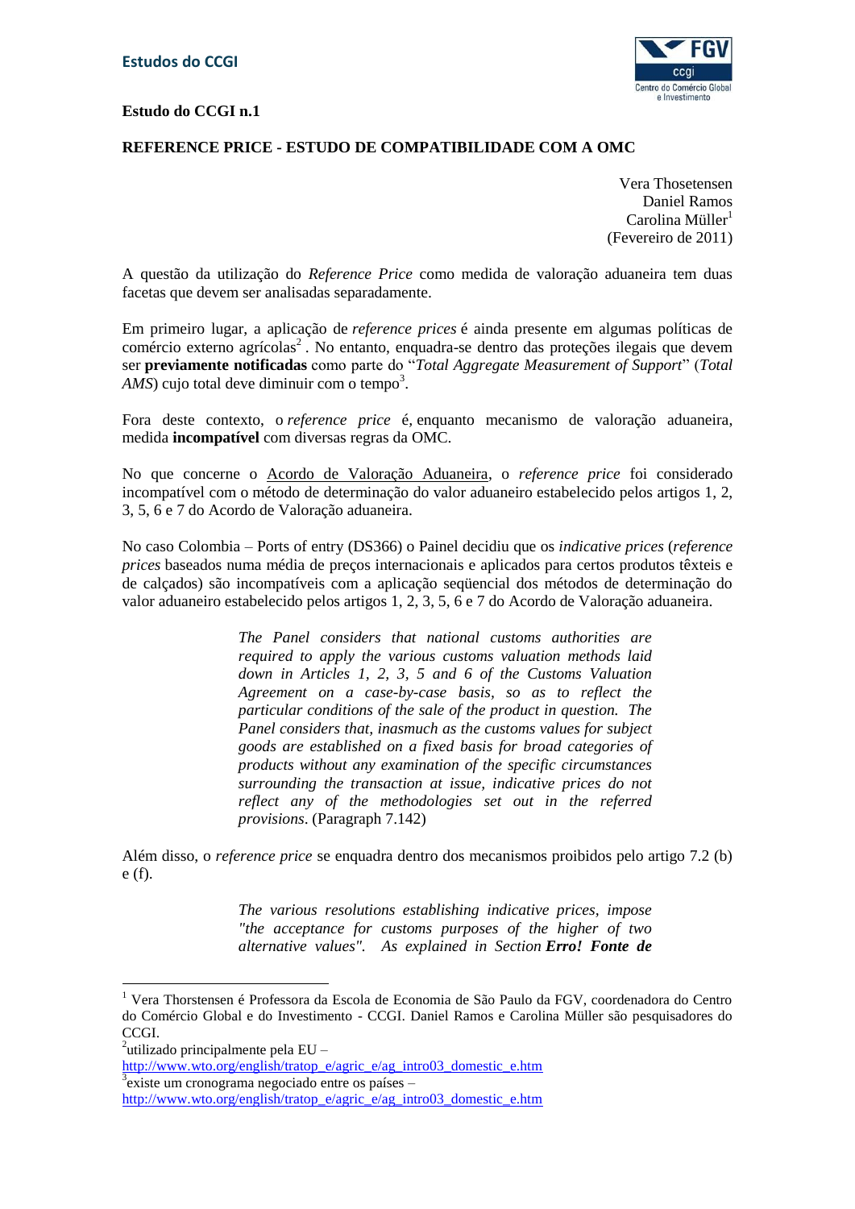Estudos do CCGI

**Estudo do CCGI n.1**

## REFERENCE PRICE - ESTUDO DE COMPATIBILIDADE COM A OMC

Vera Thosetensen
Daniel Ramos
Carolina Müller[1]
(Fevereiro de 2011)

A questão da utilização do *Reference Price* como medida de valoração aduaneira tem duas facetas que devem ser analisadas separadamente.

Em primeiro lugar, a aplicação de *reference prices* é ainda presente em algumas políticas de comércio externo agrícolas[2]. No entanto, enquadra-se dentro das proteções ilegais que devem ser **previamente notificadas** como parte do "*Total Aggregate Measurement of Support*" (*Total AMS*) cujo total deve diminuir com o tempo[3].

Fora deste contexto, o *reference price* é, enquanto mecanismo de valoração aduaneira, medida **incompatível** com diversas regras da OMC.

No que concerne o Acordo de Valoração Aduaneira, o *reference price* foi considerado incompatível com o método de determinação do valor aduaneiro estabelecido pelos artigos 1, 2, 3, 5, 6 e 7 do Acordo de Valoração aduaneira.

No caso Colombia – Ports of entry (DS366) o Painel decidiu que os *indicative prices* (*reference prices* baseados numa média de preços internacionais e aplicados para certos produtos têxteis e de calçados) são incompatíveis com a aplicação seqüencial dos métodos de determinação do valor aduaneiro estabelecido pelos artigos 1, 2, 3, 5, 6 e 7 do Acordo de Valoração aduaneira.

> *The Panel considers that national customs authorities are required to apply the various customs valuation methods laid down in Articles 1, 2, 3, 5 and 6 of the Customs Valuation Agreement on a case-by-case basis, so as to reflect the particular conditions of the sale of the product in question. The Panel considers that, inasmuch as the customs values for subject goods are established on a fixed basis for broad categories of products without any examination of the specific circumstances surrounding the transaction at issue, indicative prices do not reflect any of the methodologies set out in the referred provisions*. (Paragraph 7.142)

Além disso, o *reference price* se enquadra dentro dos mecanismos proibidos pelo artigo 7.2 (b) e (f).

> *The various resolutions establishing indicative prices, impose "the acceptance for customs purposes of the higher of two alternative values". As explained in Section* ***Erro! Fonte de***

---

[1] Vera Thorstensen é Professora da Escola de Economia de São Paulo da FGV, coordenadora do Centro do Comércio Global e do Investimento - CCGI. Daniel Ramos e Carolina Müller são pesquisadores do CCGI.

[2] utilizado principalmente pela EU – http://www.wto.org/english/tratop_e/agric_e/ag_intro03_domestic_e.htm

[3] existe um cronograma negociado entre os países – http://www.wto.org/english/tratop_e/agric_e/ag_intro03_domestic_e.htm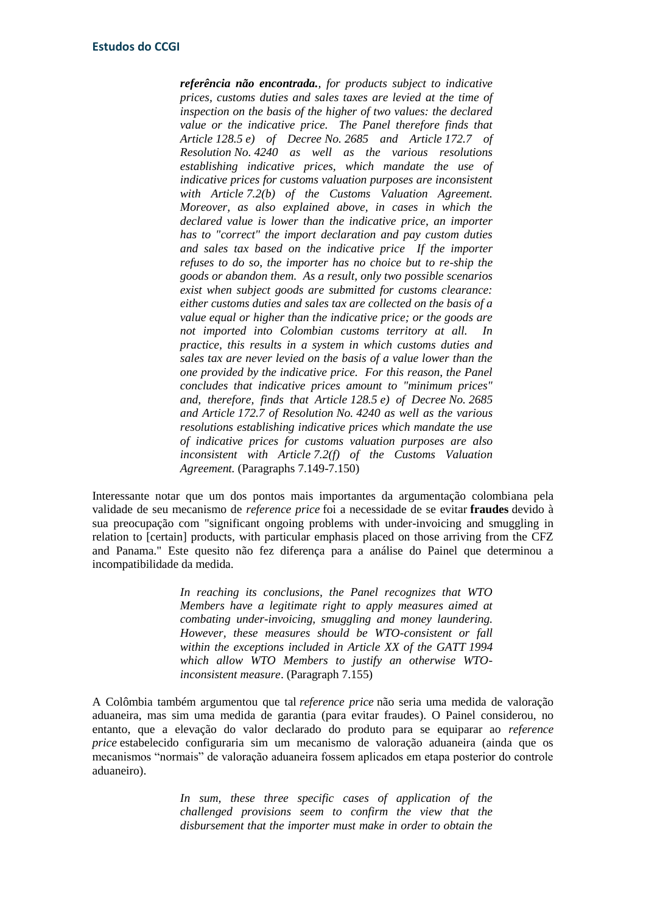> ***referência não encontrada.**, for products subject to indicative prices, customs duties and sales taxes are levied at the time of inspection on the basis of the higher of two values: the declared value or the indicative price. The Panel therefore finds that Article 128.5 e) of Decree No. 2685 and Article 172.7 of Resolution No. 4240 as well as the various resolutions establishing indicative prices, which mandate the use of indicative prices for customs valuation purposes are inconsistent with Article 7.2(b) of the Customs Valuation Agreement. Moreover, as also explained above, in cases in which the declared value is lower than the indicative price, an importer has to "correct" the import declaration and pay custom duties and sales tax based on the indicative price If the importer refuses to do so, the importer has no choice but to re-ship the goods or abandon them. As a result, only two possible scenarios exist when subject goods are submitted for customs clearance: either customs duties and sales tax are collected on the basis of a value equal or higher than the indicative price; or the goods are not imported into Colombian customs territory at all. In practice, this results in a system in which customs duties and sales tax are never levied on the basis of a value lower than the one provided by the indicative price. For this reason, the Panel concludes that indicative prices amount to "minimum prices" and, therefore, finds that Article 128.5 e) of Decree No. 2685 and Article 172.7 of Resolution No. 4240 as well as the various resolutions establishing indicative prices which mandate the use of indicative prices for customs valuation purposes are also inconsistent with Article 7.2(f) of the Customs Valuation Agreement.* (Paragraphs 7.149-7.150)

Interessante notar que um dos pontos mais importantes da argumentação colombiana pela validade de seu mecanismo de *reference price* foi a necessidade de se evitar **fraudes** devido à sua preocupação com "significant ongoing problems with under-invoicing and smuggling in relation to [certain] products, with particular emphasis placed on those arriving from the CFZ and Panama." Este quesito não fez diferença para a análise do Painel que determinou a incompatibilidade da medida.

> *In reaching its conclusions, the Panel recognizes that WTO Members have a legitimate right to apply measures aimed at combating under-invoicing, smuggling and money laundering. However, these measures should be WTO-consistent or fall within the exceptions included in Article XX of the GATT 1994 which allow WTO Members to justify an otherwise WTO-inconsistent measure*. (Paragraph 7.155)

A Colômbia também argumentou que tal *reference price* não seria uma medida de valoração aduaneira, mas sim uma medida de garantia (para evitar fraudes). O Painel considerou, no entanto, que a elevação do valor declarado do produto para se equiparar ao *reference price* estabelecido configuraria sim um mecanismo de valoração aduaneira (ainda que os mecanismos "normais" de valoração aduaneira fossem aplicados em etapa posterior do controle aduaneiro).

> *In sum, these three specific cases of application of the challenged provisions seem to confirm the view that the disbursement that the importer must make in order to obtain the*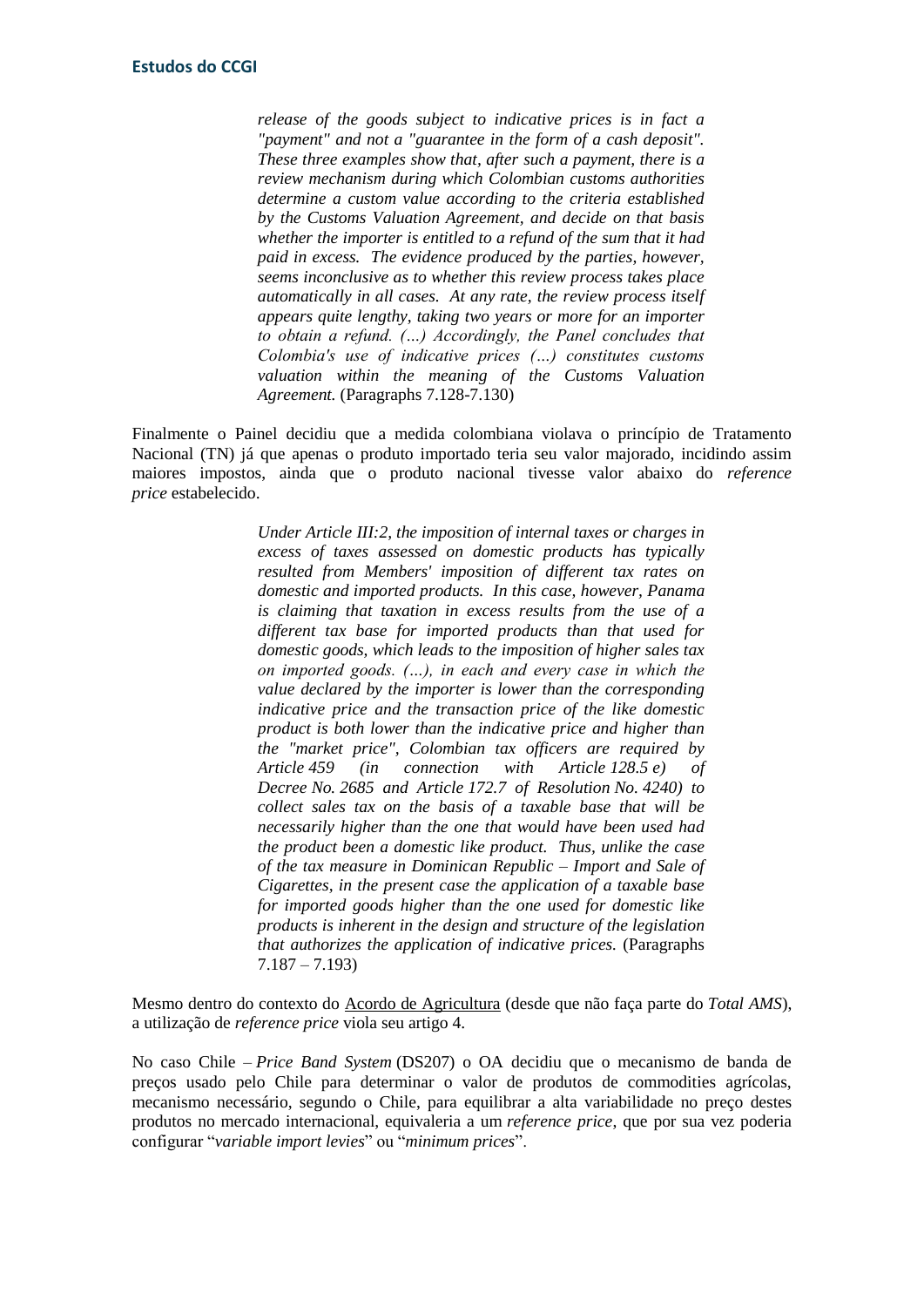> *release of the goods subject to indicative prices is in fact a "payment" and not a "guarantee in the form of a cash deposit". These three examples show that, after such a payment, there is a review mechanism during which Colombian customs authorities determine a custom value according to the criteria established by the Customs Valuation Agreement, and decide on that basis whether the importer is entitled to a refund of the sum that it had paid in excess. The evidence produced by the parties, however, seems inconclusive as to whether this review process takes place automatically in all cases. At any rate, the review process itself appears quite lengthy, taking two years or more for an importer to obtain a refund. (...) Accordingly, the Panel concludes that Colombia's use of indicative prices (...) constitutes customs valuation within the meaning of the Customs Valuation Agreement.* (Paragraphs 7.128-7.130)

Finalmente o Painel decidiu que a medida colombiana violava o princípio de Tratamento Nacional (TN) já que apenas o produto importado teria seu valor majorado, incidindo assim maiores impostos, ainda que o produto nacional tivesse valor abaixo do *reference price* estabelecido.

> *Under Article III:2, the imposition of internal taxes or charges in excess of taxes assessed on domestic products has typically resulted from Members' imposition of different tax rates on domestic and imported products. In this case, however, Panama is claiming that taxation in excess results from the use of a different tax base for imported products than that used for domestic goods, which leads to the imposition of higher sales tax on imported goods. (...), in each and every case in which the value declared by the importer is lower than the corresponding indicative price and the transaction price of the like domestic product is both lower than the indicative price and higher than the "market price", Colombian tax officers are required by Article 459 (in connection with Article 128.5 e) of Decree No. 2685 and Article 172.7 of Resolution No. 4240) to collect sales tax on the basis of a taxable base that will be necessarily higher than the one that would have been used had the product been a domestic like product. Thus, unlike the case of the tax measure in Dominican Republic – Import and Sale of Cigarettes, in the present case the application of a taxable base for imported goods higher than the one used for domestic like products is inherent in the design and structure of the legislation that authorizes the application of indicative prices.* (Paragraphs 7.187 – 7.193)

Mesmo dentro do contexto do Acordo de Agricultura (desde que não faça parte do *Total AMS*), a utilização de *reference price* viola seu artigo 4.

No caso Chile – *Price Band System* (DS207) o OA decidiu que o mecanismo de banda de preços usado pelo Chile para determinar o valor de produtos de commodities agrícolas, mecanismo necessário, segundo o Chile, para equilibrar a alta variabilidade no preço destes produtos no mercado internacional, equivaleria a um *reference price*, que por sua vez poderia configurar "*variable import levies*" ou "*minimum prices*".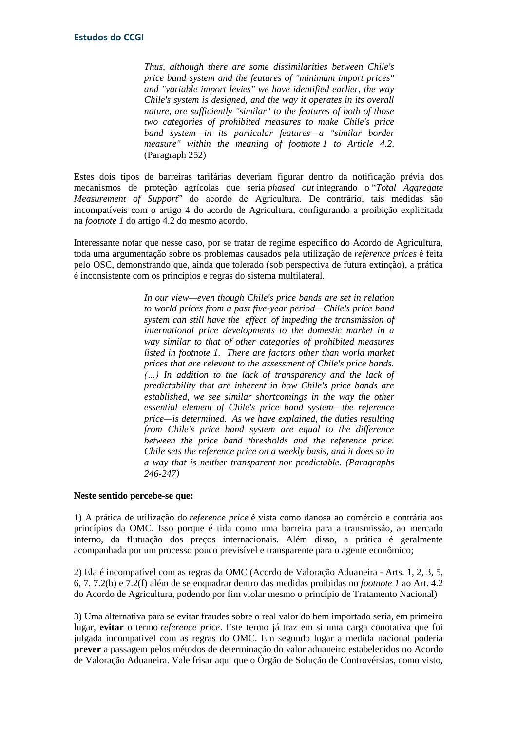> *Thus, although there are some dissimilarities between Chile's price band system and the features of "minimum import prices" and "variable import levies" we have identified earlier, the way Chile's system is designed, and the way it operates in its overall nature, are sufficiently "similar" to the features of both of those two categories of prohibited measures to make Chile's price band system—in its particular features—a "similar border measure" within the meaning of footnote 1 to Article 4.2.* (Paragraph 252)

Estes dois tipos de barreiras tarifárias deveriam figurar dentro da notificação prévia dos mecanismos de proteção agrícolas que seria *phased out* integrando o "*Total Aggregate Measurement of Support*" do acordo de Agricultura. De contrário, tais medidas são incompatíveis com o artigo 4 do acordo de Agricultura, configurando a proibição explicitada na *footnote 1* do artigo 4.2 do mesmo acordo.

Interessante notar que nesse caso, por se tratar de regime específico do Acordo de Agricultura, toda uma argumentação sobre os problemas causados pela utilização de *reference prices* é feita pelo OSC, demonstrando que, ainda que tolerado (sob perspectiva de futura extinção), a prática é inconsistente com os princípios e regras do sistema multilateral.

> *In our view—even though Chile's price bands are set in relation to world prices from a past five-year period—Chile's price band system can still have the effect of impeding the transmission of international price developments to the domestic market in a way similar to that of other categories of prohibited measures listed in footnote 1. There are factors other than world market prices that are relevant to the assessment of Chile's price bands. (…) In addition to the lack of transparency and the lack of predictability that are inherent in how Chile's price bands are established, we see similar shortcomings in the way the other essential element of Chile's price band system—the reference price—is determined. As we have explained, the duties resulting from Chile's price band system are equal to the difference between the price band thresholds and the reference price. Chile sets the reference price on a weekly basis, and it does so in a way that is neither transparent nor predictable. (Paragraphs 246-247)*

**Neste sentido percebe-se que:**

1) A prática de utilização do *reference price* é vista como danosa ao comércio e contrária aos princípios da OMC. Isso porque é tida como uma barreira para a transmissão, ao mercado interno, da flutuação dos preços internacionais. Além disso, a prática é geralmente acompanhada por um processo pouco previsível e transparente para o agente econômico;

2) Ela é incompatível com as regras da OMC (Acordo de Valoração Aduaneira - Arts. 1, 2, 3, 5, 6, 7. 7.2(b) e 7.2(f) além de se enquadrar dentro das medidas proibidas no *footnote 1* ao Art. 4.2 do Acordo de Agricultura, podendo por fim violar mesmo o princípio de Tratamento Nacional)

3) Uma alternativa para se evitar fraudes sobre o real valor do bem importado seria, em primeiro lugar, **evitar** o termo *reference price*. Este termo já traz em si uma carga conotativa que foi julgada incompatível com as regras do OMC. Em segundo lugar a medida nacional poderia **prever** a passagem pelos métodos de determinação do valor aduaneiro estabelecidos no Acordo de Valoração Aduaneira. Vale frisar aqui que o Órgão de Solução de Controvérsias, como visto,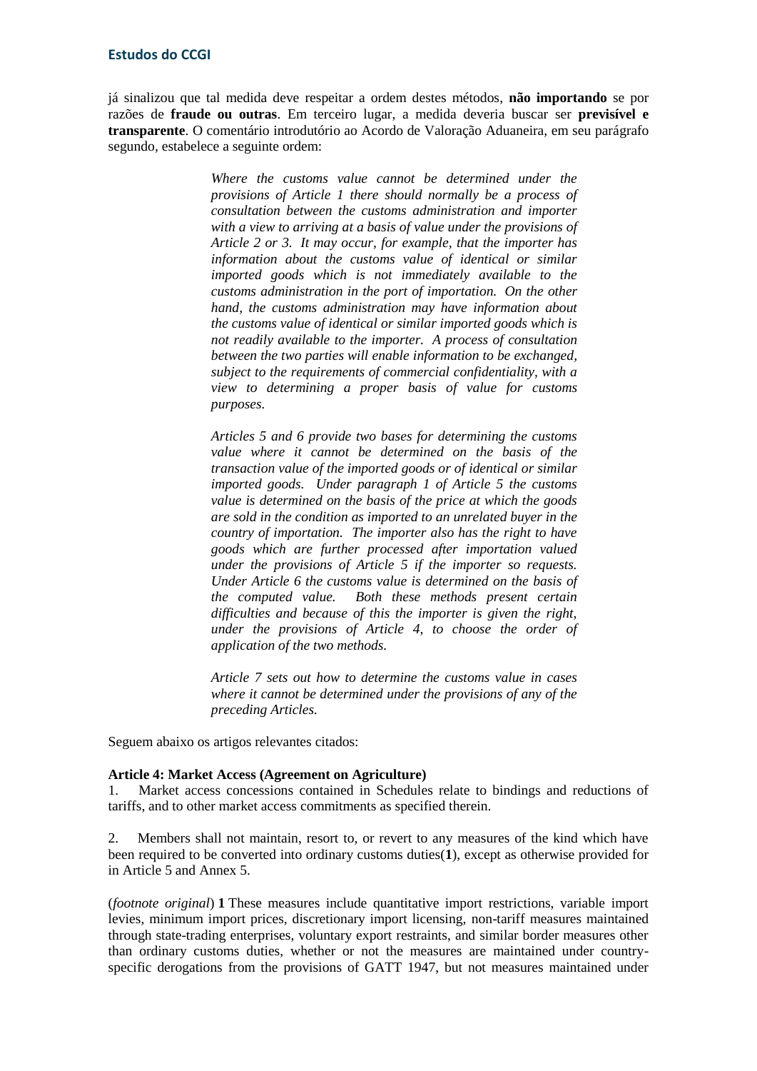já sinalizou que tal medida deve respeitar a ordem destes métodos, **não importando** se por razões de **fraude ou outras**. Em terceiro lugar, a medida deveria buscar ser **previsível e transparente**. O comentário introdutório ao Acordo de Valoração Aduaneira, em seu parágrafo segundo, estabelece a seguinte ordem:

> *Where the customs value cannot be determined under the provisions of Article 1 there should normally be a process of consultation between the customs administration and importer with a view to arriving at a basis of value under the provisions of Article 2 or 3. It may occur, for example, that the importer has information about the customs value of identical or similar imported goods which is not immediately available to the customs administration in the port of importation. On the other hand, the customs administration may have information about the customs value of identical or similar imported goods which is not readily available to the importer. A process of consultation between the two parties will enable information to be exchanged, subject to the requirements of commercial confidentiality, with a view to determining a proper basis of value for customs purposes.*
>
> *Articles 5 and 6 provide two bases for determining the customs value where it cannot be determined on the basis of the transaction value of the imported goods or of identical or similar imported goods. Under paragraph 1 of Article 5 the customs value is determined on the basis of the price at which the goods are sold in the condition as imported to an unrelated buyer in the country of importation. The importer also has the right to have goods which are further processed after importation valued under the provisions of Article 5 if the importer so requests. Under Article 6 the customs value is determined on the basis of the computed value. Both these methods present certain difficulties and because of this the importer is given the right, under the provisions of Article 4, to choose the order of application of the two methods.*
>
> *Article 7 sets out how to determine the customs value in cases where it cannot be determined under the provisions of any of the preceding Articles.*

Seguem abaixo os artigos relevantes citados:

**Article 4: Market Access (Agreement on Agriculture)**

1. Market access concessions contained in Schedules relate to bindings and reductions of tariffs, and to other market access commitments as specified therein.

2. Members shall not maintain, resort to, or revert to any measures of the kind which have been required to be converted into ordinary customs duties(**1**), except as otherwise provided for in Article 5 and Annex 5.

(*footnote original*) **1** These measures include quantitative import restrictions, variable import levies, minimum import prices, discretionary import licensing, non-tariff measures maintained through state-trading enterprises, voluntary export restraints, and similar border measures other than ordinary customs duties, whether or not the measures are maintained under country-specific derogations from the provisions of GATT 1947, but not measures maintained under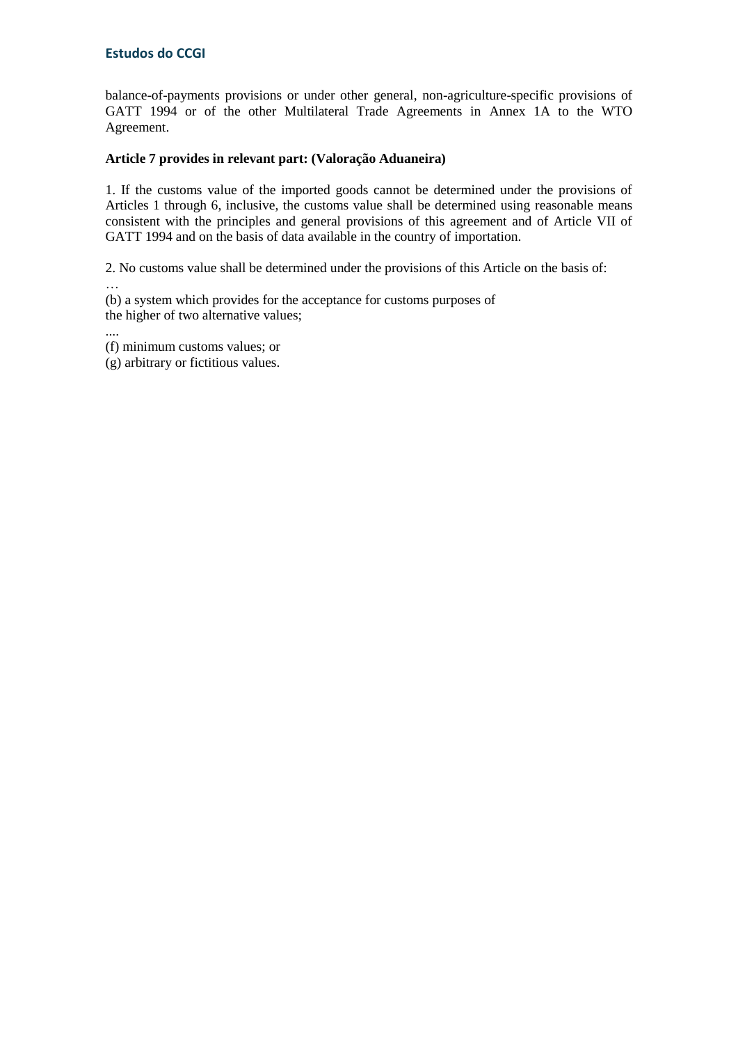balance-of-payments provisions or under other general, non-agriculture-specific provisions of GATT 1994 or of the other Multilateral Trade Agreements in Annex 1A to the WTO Agreement.

**Article 7 provides in relevant part: (Valoração Aduaneira)**

1. If the customs value of the imported goods cannot be determined under the provisions of Articles 1 through 6, inclusive, the customs value shall be determined using reasonable means consistent with the principles and general provisions of this agreement and of Article VII of GATT 1994 and on the basis of data available in the country of importation.

2. No customs value shall be determined under the provisions of this Article on the basis of:

…

(b) a system which provides for the acceptance for customs purposes of the higher of two alternative values;

....

(f) minimum customs values; or

(g) arbitrary or fictitious values.